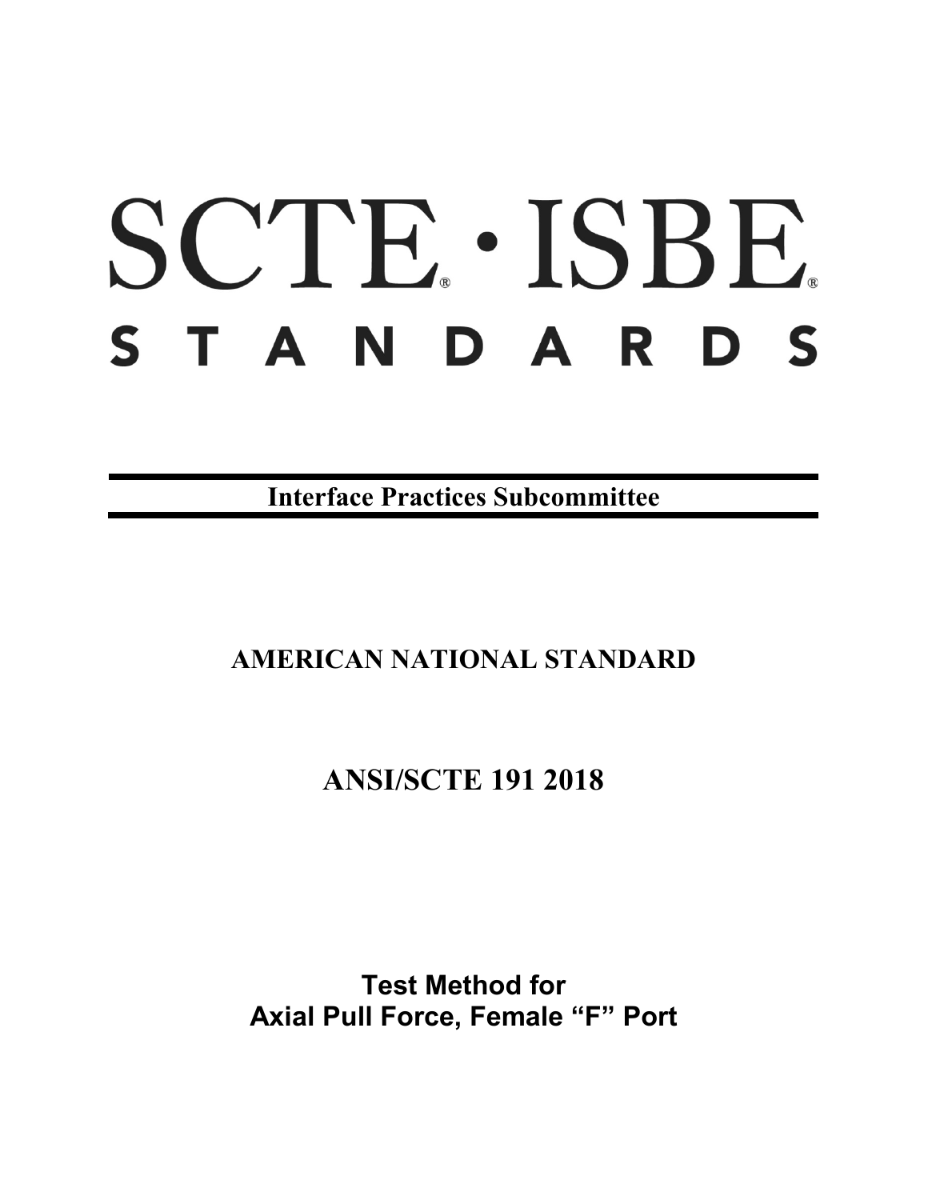# SCTE · ISBE STANDARDS

**Interface Practices Subcommittee**

**AMERICAN NATIONAL STANDARD**

**ANSI/SCTE 191 2018**

**Test Method for Axial Pull Force, Female "F" Port**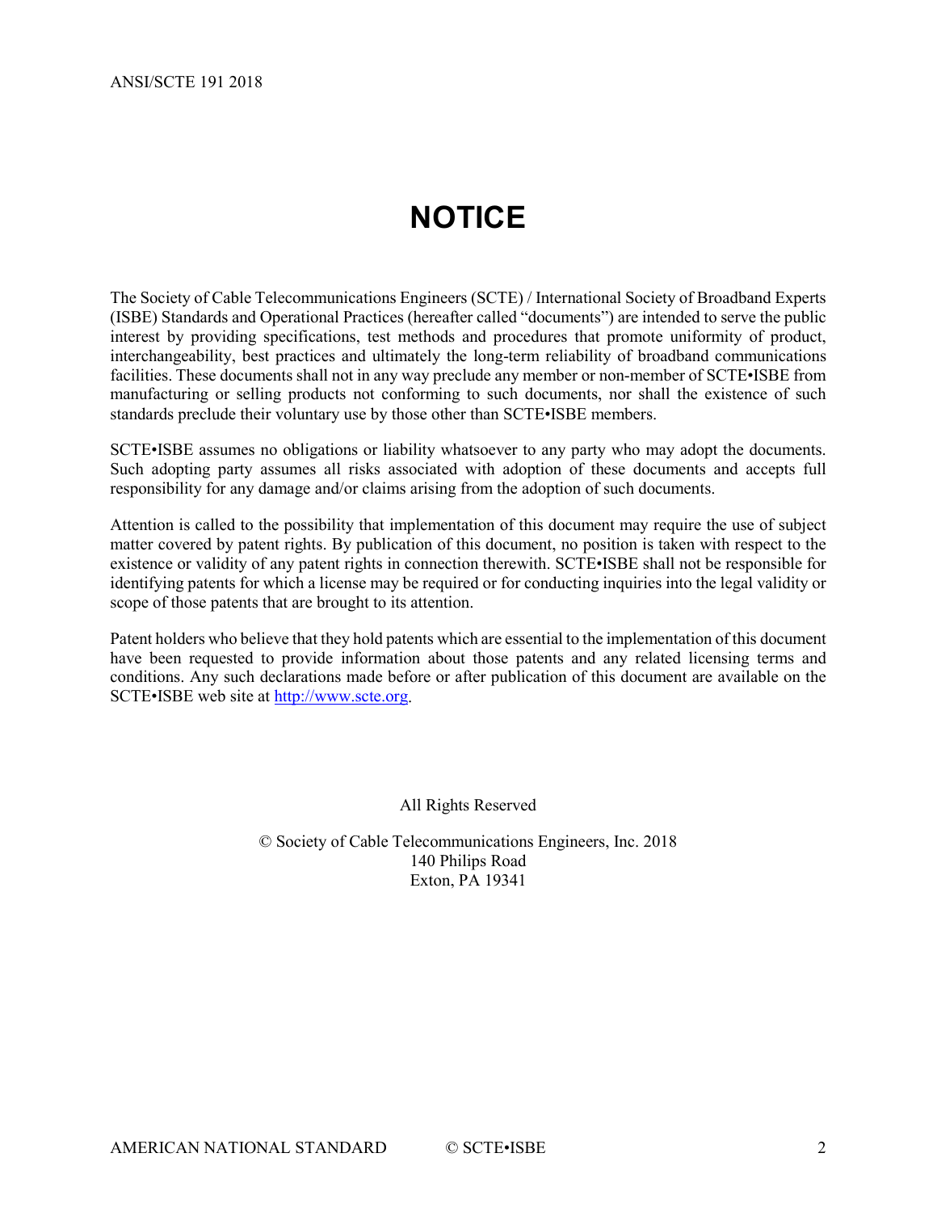# NOTICE

The Society of Cable Telecommunications Engineers (SCTE) / International Society of Broadband Experts (ISBE) Standards and Operational Practices (hereafter called "documents") are intended to serve the public interest by providing specifications, test methods and procedures that promote uniformity of product, interchangeability, best practices and ultimately the long-term reliability of broadband communications facilities. These documents shall not in any way preclude any member or non-member of SCTE•ISBE from manufacturing or selling products not conforming to such documents, nor shall the existence of such standards preclude their voluntary use by those other than SCTE•ISBE members.

SCTE•ISBE assumes no obligations or liability whatsoever to any party who may adopt the documents. Such adopting party assumes all risks associated with adoption of these documents and accepts full responsibility for any damage and/or claims arising from the adoption of such documents.

Attention is called to the possibility that implementation of this document may require the use of subject matter covered by patent rights. By publication of this document, no position is taken with respect to the existence or validity of any patent rights in connection therewith. SCTE•ISBE shall not be responsible for identifying patents for which a license may be required or for conducting inquiries into the legal validity or scope of those patents that are brought to its attention.

Patent holders who believe that they hold patents which are essential to the implementation of this document have been requested to provide information about those patents and any related licensing terms and conditions. Any such declarations made before or after publication of this document are available on the SCTE•ISBE web site at http://www.scte.org.

All Rights Reserved

© Society of Cable Telecommunications Engineers, Inc. 2018
140 Philips Road
Exton, PA 19341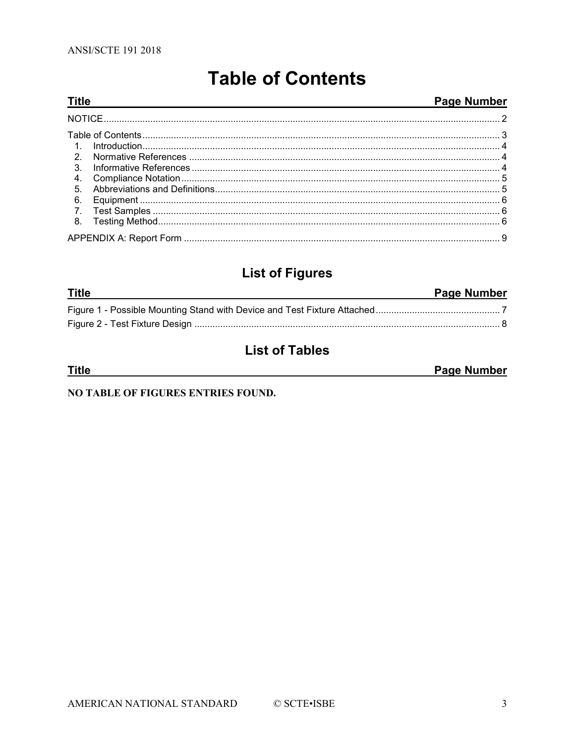# Table of Contents

| Title | Page Number |
|---|---|
| NOTICE | 2 |
| Table of Contents | 3 |
| 1. Introduction | 4 |
| 2. Normative References | 4 |
| 3. Informative References | 4 |
| 4. Compliance Notation | 5 |
| 5. Abbreviations and Definitions | 5 |
| 6. Equipment | 6 |
| 7. Test Samples | 6 |
| 8. Testing Method | 6 |
| APPENDIX A: Report Form | 9 |

## List of Figures

| Title | Page Number |
|---|---|
| Figure 1 - Possible Mounting Stand with Device and Test Fixture Attached | 7 |
| Figure 2 - Test Fixture Design | 8 |

## List of Tables

| Title | Page Number |
|---|---|

**NO TABLE OF FIGURES ENTRIES FOUND.**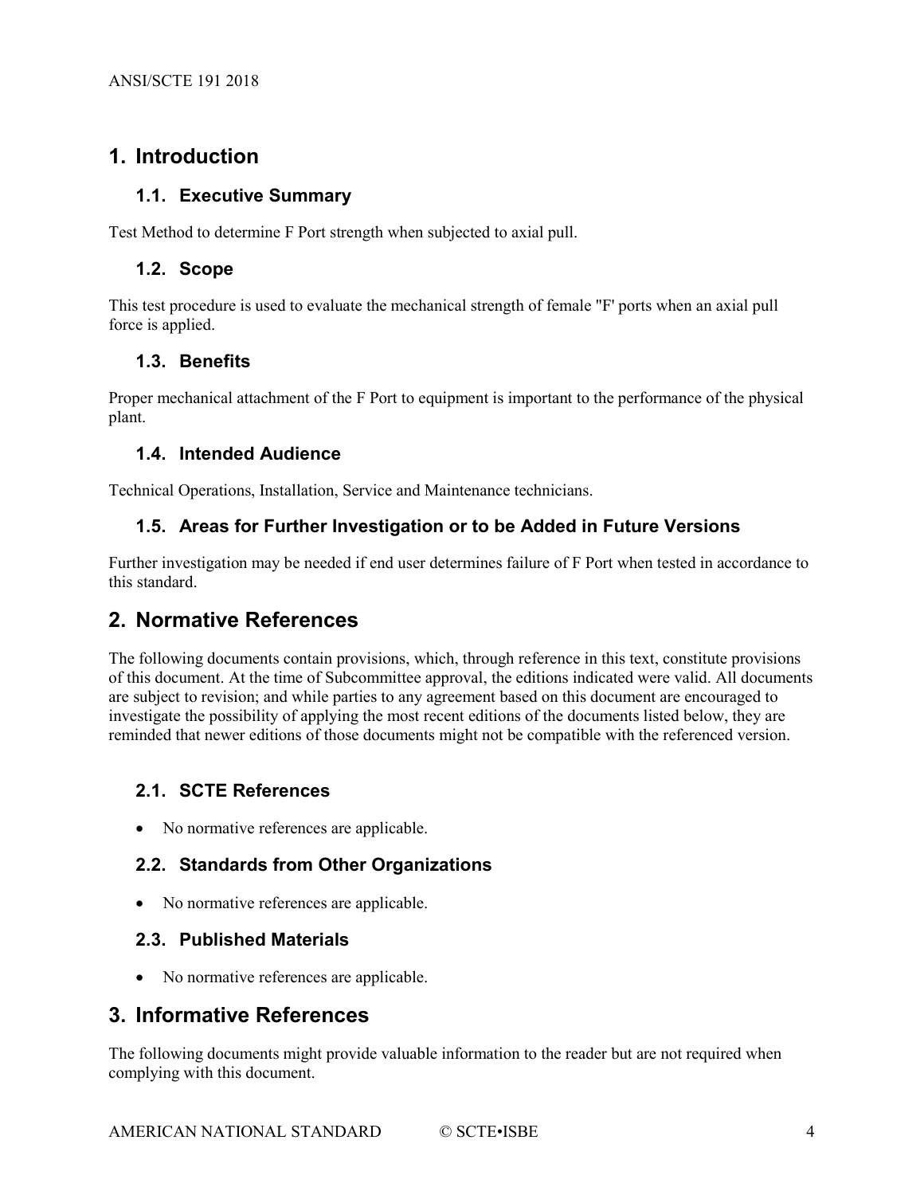# 1. Introduction

## 1.1. Executive Summary

Test Method to determine F Port strength when subjected to axial pull.

## 1.2. Scope

This test procedure is used to evaluate the mechanical strength of female "F' ports when an axial pull force is applied.

## 1.3. Benefits

Proper mechanical attachment of the F Port to equipment is important to the performance of the physical plant.

## 1.4. Intended Audience

Technical Operations, Installation, Service and Maintenance technicians.

## 1.5. Areas for Further Investigation or to be Added in Future Versions

Further investigation may be needed if end user determines failure of F Port when tested in accordance to this standard.

# 2. Normative References

The following documents contain provisions, which, through reference in this text, constitute provisions of this document. At the time of Subcommittee approval, the editions indicated were valid. All documents are subject to revision; and while parties to any agreement based on this document are encouraged to investigate the possibility of applying the most recent editions of the documents listed below, they are reminded that newer editions of those documents might not be compatible with the referenced version.

## 2.1. SCTE References

- No normative references are applicable.

## 2.2. Standards from Other Organizations

- No normative references are applicable.

## 2.3. Published Materials

- No normative references are applicable.

# 3. Informative References

The following documents might provide valuable information to the reader but are not required when complying with this document.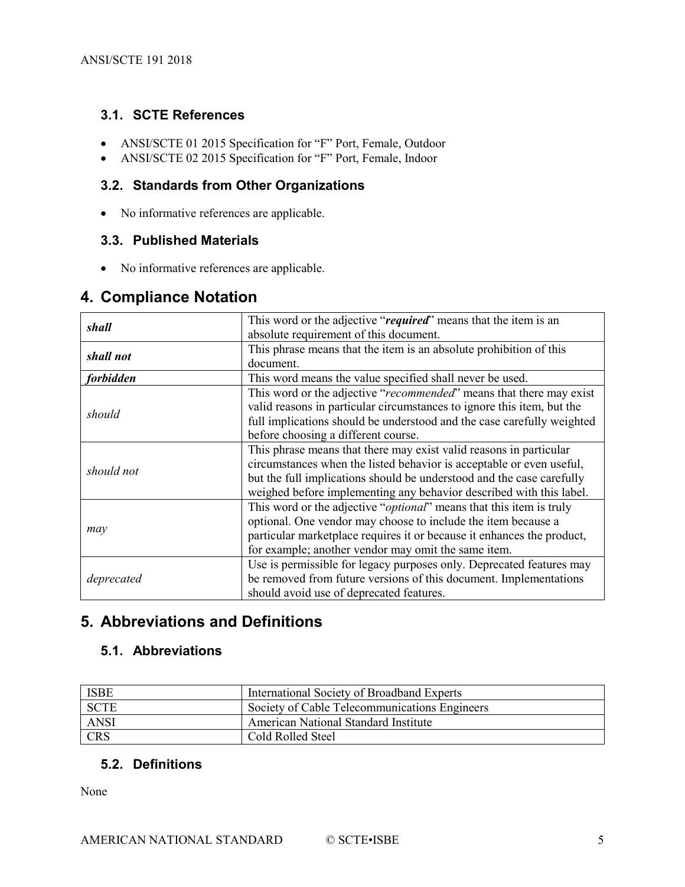### 3.1. SCTE References

- ANSI/SCTE 01 2015 Specification for "F" Port, Female, Outdoor
- ANSI/SCTE 02 2015 Specification for "F" Port, Female, Indoor

### 3.2. Standards from Other Organizations

- No informative references are applicable.

### 3.3. Published Materials

- No informative references are applicable.

## 4. Compliance Notation

| | |
|---|---|
| ***shall*** | This word or the adjective "***required***" means that the item is an absolute requirement of this document. |
| ***shall not*** | This phrase means that the item is an absolute prohibition of this document. |
| ***forbidden*** | This word means the value specified shall never be used. |
| *should* | This word or the adjective "*recommended*" means that there may exist valid reasons in particular circumstances to ignore this item, but the full implications should be understood and the case carefully weighted before choosing a different course. |
| *should not* | This phrase means that there may exist valid reasons in particular circumstances when the listed behavior is acceptable or even useful, but the full implications should be understood and the case carefully weighed before implementing any behavior described with this label. |
| *may* | This word or the adjective "*optional*" means that this item is truly optional. One vendor may choose to include the item because a particular marketplace requires it or because it enhances the product, for example; another vendor may omit the same item. |
| *deprecated* | Use is permissible for legacy purposes only. Deprecated features may be removed from future versions of this document. Implementations should avoid use of deprecated features. |

## 5. Abbreviations and Definitions

### 5.1. Abbreviations

| | |
|---|---|
| ISBE | International Society of Broadband Experts |
| SCTE | Society of Cable Telecommunications Engineers |
| ANSI | American National Standard Institute |
| CRS | Cold Rolled Steel |

### 5.2. Definitions

None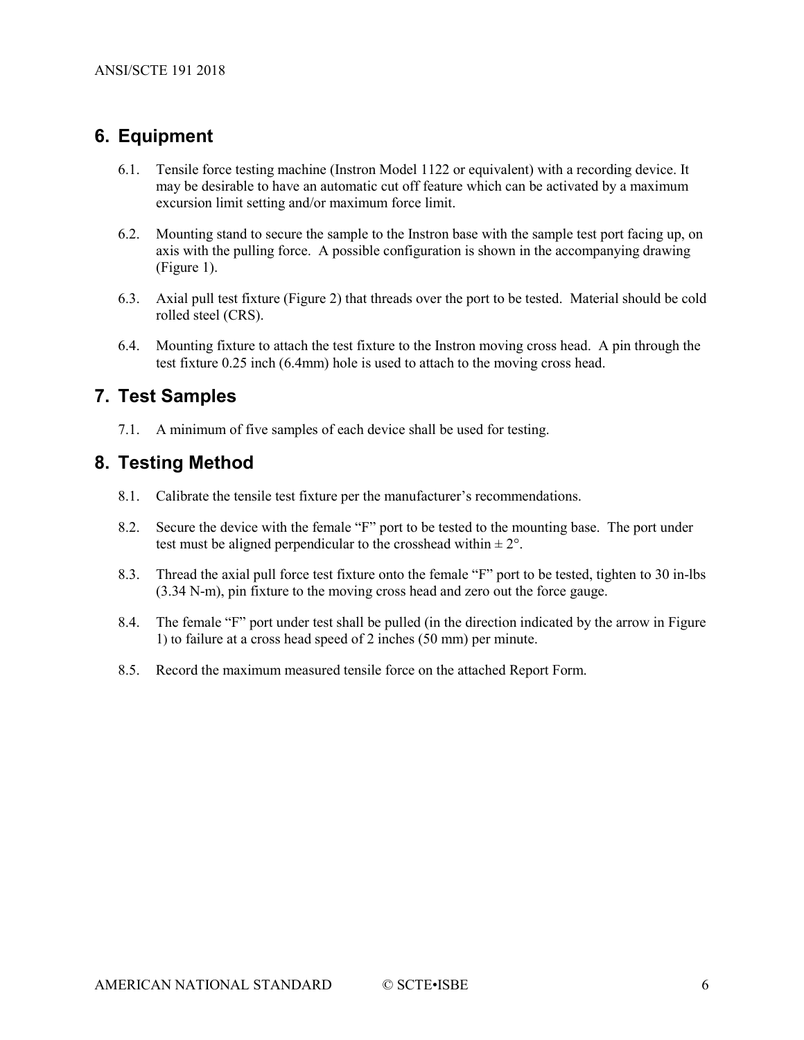## 6. Equipment

6.1. Tensile force testing machine (Instron Model 1122 or equivalent) with a recording device. It may be desirable to have an automatic cut off feature which can be activated by a maximum excursion limit setting and/or maximum force limit.

6.2. Mounting stand to secure the sample to the Instron base with the sample test port facing up, on axis with the pulling force. A possible configuration is shown in the accompanying drawing (Figure 1).

6.3. Axial pull test fixture (Figure 2) that threads over the port to be tested. Material should be cold rolled steel (CRS).

6.4. Mounting fixture to attach the test fixture to the Instron moving cross head. A pin through the test fixture 0.25 inch (6.4mm) hole is used to attach to the moving cross head.

## 7. Test Samples

7.1. A minimum of five samples of each device shall be used for testing.

## 8. Testing Method

8.1. Calibrate the tensile test fixture per the manufacturer's recommendations.

8.2. Secure the device with the female "F" port to be tested to the mounting base. The port under test must be aligned perpendicular to the crosshead within ± 2°.

8.3. Thread the axial pull force test fixture onto the female "F" port to be tested, tighten to 30 in-lbs (3.34 N-m), pin fixture to the moving cross head and zero out the force gauge.

8.4. The female "F" port under test shall be pulled (in the direction indicated by the arrow in Figure 1) to failure at a cross head speed of 2 inches (50 mm) per minute.

8.5. Record the maximum measured tensile force on the attached Report Form.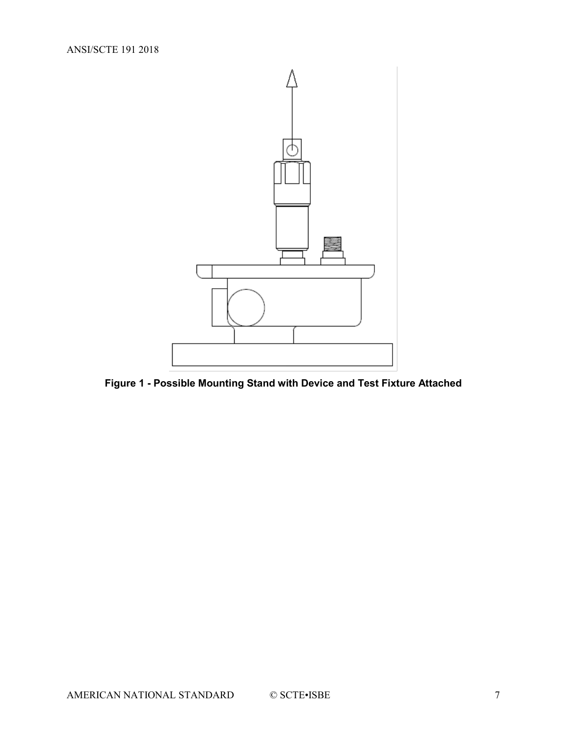**Figure 1 - Possible Mounting Stand with Device and Test Fixture Attached**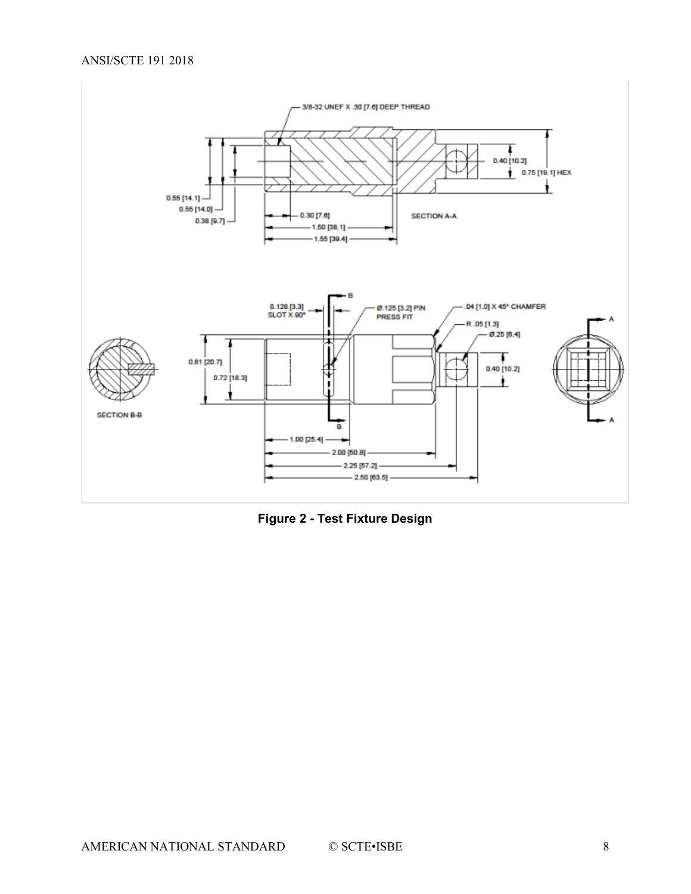Figure 2 - Test Fixture Design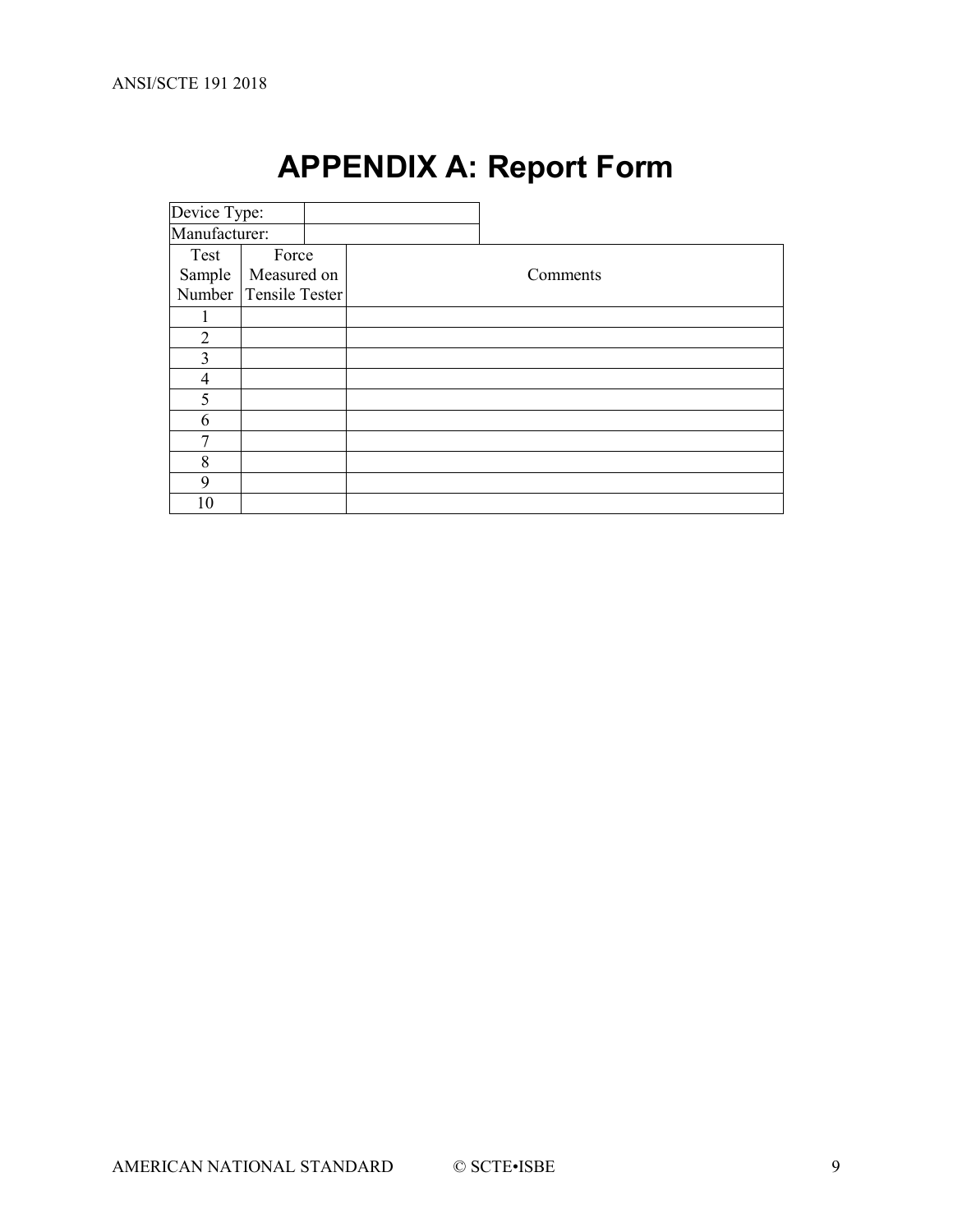# APPENDIX A: Report Form

| | |
|---|---|
| Device Type: | |
| Manufacturer: | |

| Test Sample Number | Force Measured on Tensile Tester | Comments |
|---|---|---|
| 1 | | |
| 2 | | |
| 3 | | |
| 4 | | |
| 5 | | |
| 6 | | |
| 7 | | |
| 8 | | |
| 9 | | |
| 10 | | |